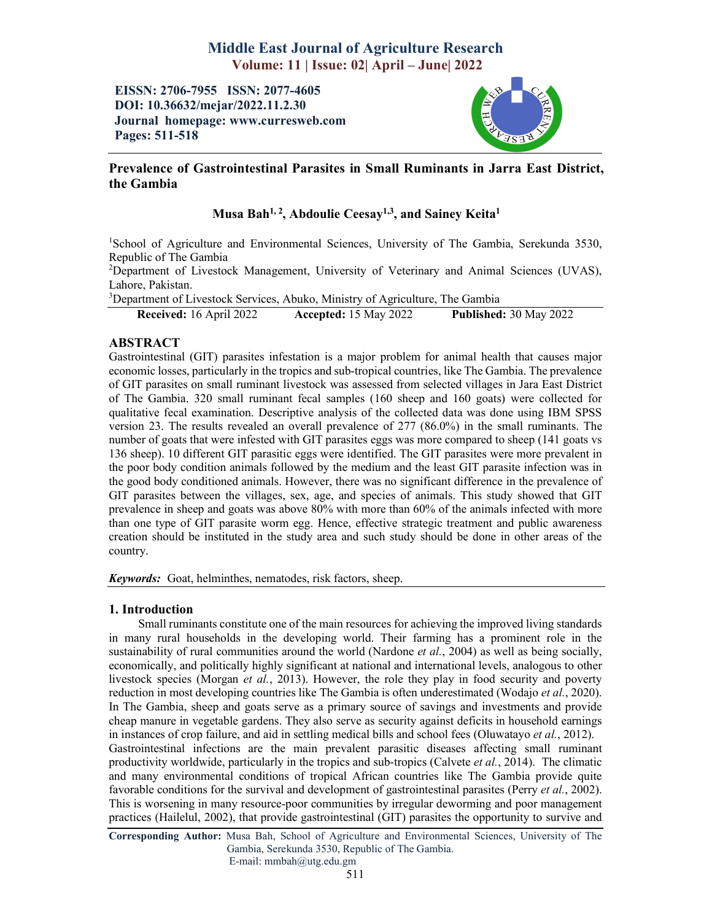# Middle East Journal of Agriculture Research

**Volume: 11 | Issue: 02| April – June| 2022**

**EISSN: 2706-7955 ISSN: 2077-4605**
**DOI: 10.36632/mejar/2022.11.2.30**
**Journal homepage: www.curresweb.com**
**Pages: 511-518**

## Prevalence of Gastrointestinal Parasites in Small Ruminants in Jarra East District, the Gambia

**Musa Bah[1, 2], Abdoulie Ceesay[1,3], and Sainey Keita[1]**

[1]School of Agriculture and Environmental Sciences, University of The Gambia, Serekunda 3530, Republic of The Gambia

[2]Department of Livestock Management, University of Veterinary and Animal Sciences (UVAS), Lahore, Pakistan.

[3]Department of Livestock Services, Abuko, Ministry of Agriculture, The Gambia

**Received:** 16 April 2022 **Accepted:** 15 May 2022 **Published:** 30 May 2022

## ABSTRACT

Gastrointestinal (GIT) parasites infestation is a major problem for animal health that causes major economic losses, particularly in the tropics and sub-tropical countries, like The Gambia. The prevalence of GIT parasites on small ruminant livestock was assessed from selected villages in Jara East District of The Gambia. 320 small ruminant fecal samples (160 sheep and 160 goats) were collected for qualitative fecal examination. Descriptive analysis of the collected data was done using IBM SPSS version 23. The results revealed an overall prevalence of 277 (86.0%) in the small ruminants. The number of goats that were infested with GIT parasites eggs was more compared to sheep (141 goats vs 136 sheep). 10 different GIT parasitic eggs were identified. The GIT parasites were more prevalent in the poor body condition animals followed by the medium and the least GIT parasite infection was in the good body conditioned animals. However, there was no significant difference in the prevalence of GIT parasites between the villages, sex, age, and species of animals. This study showed that GIT prevalence in sheep and goats was above 80% with more than 60% of the animals infected with more than one type of GIT parasite worm egg. Hence, effective strategic treatment and public awareness creation should be instituted in the study area and such study should be done in other areas of the country.

***Keywords:*** Goat, helminthes, nematodes, risk factors, sheep.

## 1. Introduction

Small ruminants constitute one of the main resources for achieving the improved living standards in many rural households in the developing world. Their farming has a prominent role in the sustainability of rural communities around the world (Nardone *et al.*, 2004) as well as being socially, economically, and politically highly significant at national and international levels, analogous to other livestock species (Morgan *et al.*, 2013). However, the role they play in food security and poverty reduction in most developing countries like The Gambia is often underestimated (Wodajo *et al.*, 2020). In The Gambia, sheep and goats serve as a primary source of savings and investments and provide cheap manure in vegetable gardens. They also serve as security against deficits in household earnings in instances of crop failure, and aid in settling medical bills and school fees (Oluwatayo *et al.*, 2012).

Gastrointestinal infections are the main prevalent parasitic diseases affecting small ruminant productivity worldwide, particularly in the tropics and sub-tropics (Calvete *et al.*, 2014). The climatic and many environmental conditions of tropical African countries like The Gambia provide quite favorable conditions for the survival and development of gastrointestinal parasites (Perry *et al.*, 2002). This is worsening in many resource-poor communities by irregular deworming and poor management practices (Hailelul, 2002), that provide gastrointestinal (GIT) parasites the opportunity to survive and

**Corresponding Author:** Musa Bah, School of Agriculture and Environmental Sciences, University of The Gambia, Serekunda 3530, Republic of The Gambia.
E-mail: mmbah@utg.edu.gm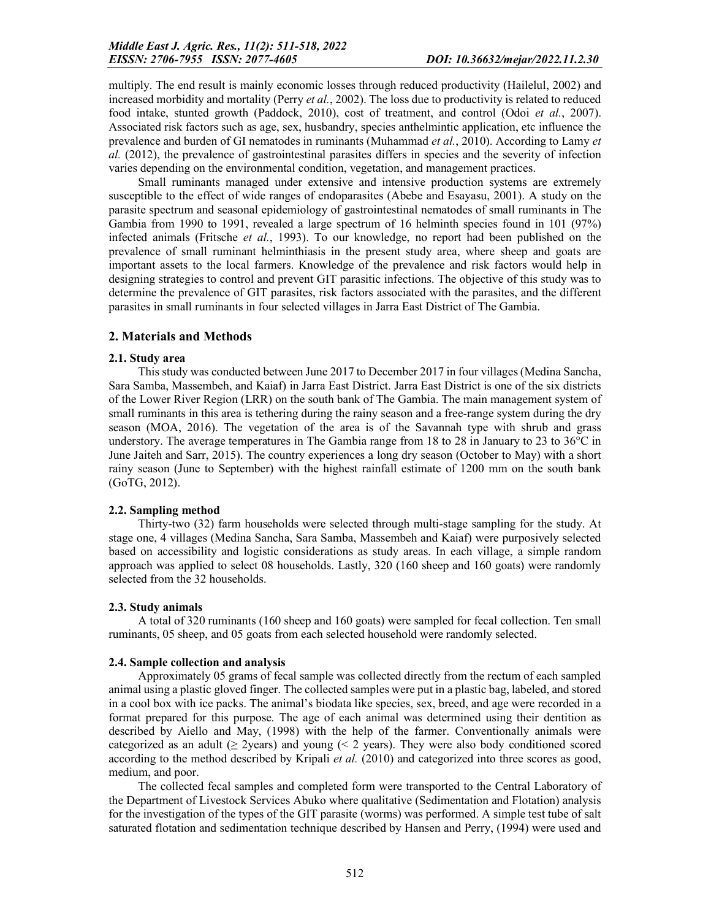multiply. The end result is mainly economic losses through reduced productivity (Hailelul, 2002) and increased morbidity and mortality (Perry *et al.*, 2002). The loss due to productivity is related to reduced food intake, stunted growth (Paddock, 2010), cost of treatment, and control (Odoi *et al.*, 2007). Associated risk factors such as age, sex, husbandry, species anthelmintic application, etc influence the prevalence and burden of GI nematodes in ruminants (Muhammad *et al.*, 2010). According to Lamy *et al.* (2012), the prevalence of gastrointestinal parasites differs in species and the severity of infection varies depending on the environmental condition, vegetation, and management practices.

Small ruminants managed under extensive and intensive production systems are extremely susceptible to the effect of wide ranges of endoparasites (Abebe and Esayasu, 2001). A study on the parasite spectrum and seasonal epidemiology of gastrointestinal nematodes of small ruminants in The Gambia from 1990 to 1991, revealed a large spectrum of 16 helminth species found in 101 (97%) infected animals (Fritsche *et al.*, 1993). To our knowledge, no report had been published on the prevalence of small ruminant helminthiasis in the present study area, where sheep and goats are important assets to the local farmers. Knowledge of the prevalence and risk factors would help in designing strategies to control and prevent GIT parasitic infections. The objective of this study was to determine the prevalence of GIT parasites, risk factors associated with the parasites, and the different parasites in small ruminants in four selected villages in Jarra East District of The Gambia.

## 2. Materials and Methods

### 2.1. Study area

This study was conducted between June 2017 to December 2017 in four villages (Medina Sancha, Sara Samba, Massembeh, and Kaiaf) in Jarra East District. Jarra East District is one of the six districts of the Lower River Region (LRR) on the south bank of The Gambia. The main management system of small ruminants in this area is tethering during the rainy season and a free-range system during the dry season (MOA, 2016). The vegetation of the area is of the Savannah type with shrub and grass understory. The average temperatures in The Gambia range from 18 to 28 in January to 23 to 36°C in June Jaiteh and Sarr, 2015). The country experiences a long dry season (October to May) with a short rainy season (June to September) with the highest rainfall estimate of 1200 mm on the south bank (GoTG, 2012).

### 2.2. Sampling method

Thirty-two (32) farm households were selected through multi-stage sampling for the study. At stage one, 4 villages (Medina Sancha, Sara Samba, Massembeh and Kaiaf) were purposively selected based on accessibility and logistic considerations as study areas. In each village, a simple random approach was applied to select 08 households. Lastly, 320 (160 sheep and 160 goats) were randomly selected from the 32 households.

### 2.3. Study animals

A total of 320 ruminants (160 sheep and 160 goats) were sampled for fecal collection. Ten small ruminants, 05 sheep, and 05 goats from each selected household were randomly selected.

### 2.4. Sample collection and analysis

Approximately 05 grams of fecal sample was collected directly from the rectum of each sampled animal using a plastic gloved finger. The collected samples were put in a plastic bag, labeled, and stored in a cool box with ice packs. The animal's biodata like species, sex, breed, and age were recorded in a format prepared for this purpose. The age of each animal was determined using their dentition as described by Aiello and May, (1998) with the help of the farmer. Conventionally animals were categorized as an adult (≥ 2years) and young (< 2 years). They were also body conditioned scored according to the method described by Kripali *et al.* (2010) and categorized into three scores as good, medium, and poor.

The collected fecal samples and completed form were transported to the Central Laboratory of the Department of Livestock Services Abuko where qualitative (Sedimentation and Flotation) analysis for the investigation of the types of the GIT parasite (worms) was performed. A simple test tube of salt saturated flotation and sedimentation technique described by Hansen and Perry, (1994) were used and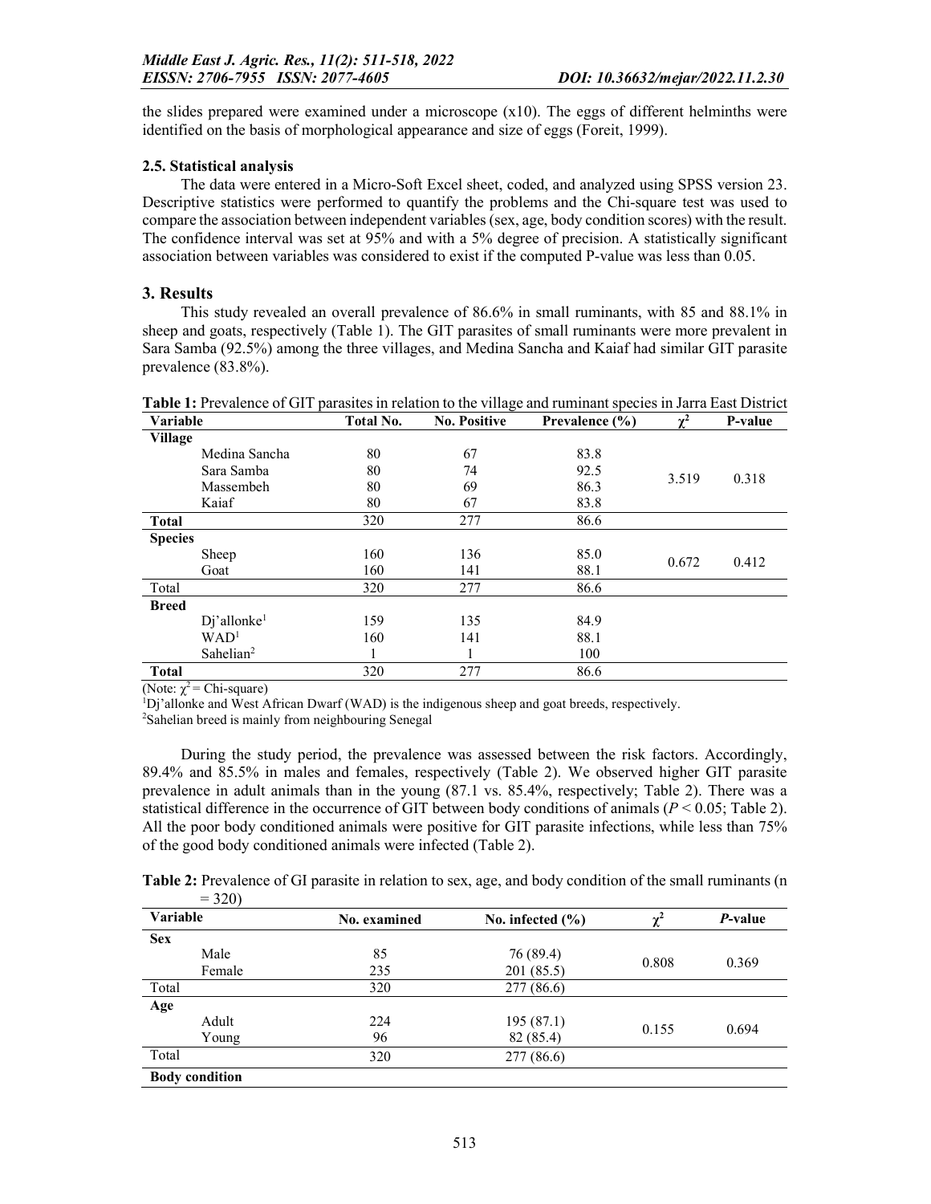the slides prepared were examined under a microscope (x10). The eggs of different helminths were identified on the basis of morphological appearance and size of eggs (Foreit, 1999).

### 2.5. Statistical analysis

The data were entered in a Micro-Soft Excel sheet, coded, and analyzed using SPSS version 23. Descriptive statistics were performed to quantify the problems and the Chi-square test was used to compare the association between independent variables (sex, age, body condition scores) with the result. The confidence interval was set at 95% and with a 5% degree of precision. A statistically significant association between variables was considered to exist if the computed P-value was less than 0.05.

## 3. Results

This study revealed an overall prevalence of 86.6% in small ruminants, with 85 and 88.1% in sheep and goats, respectively (Table 1). The GIT parasites of small ruminants were more prevalent in Sara Samba (92.5%) among the three villages, and Medina Sancha and Kaiaf had similar GIT parasite prevalence (83.8%).

**Table 1:** Prevalence of GIT parasites in relation to the village and ruminant species in Jarra East District

| Variable | Total No. | No. Positive | Prevalence (%) | $\chi^2$ | P-value |
|---|---|---|---|---|---|
| **Village** | | | | | |
| Medina Sancha | 80 | 67 | 83.8 | 3.519 | 0.318 |
| Sara Samba | 80 | 74 | 92.5 | | |
| Massembeh | 80 | 69 | 86.3 | | |
| Kaiaf | 80 | 67 | 83.8 | | |
| **Total** | 320 | 277 | 86.6 | | |
| **Species** | | | | | |
| Sheep | 160 | 136 | 85.0 | 0.672 | 0.412 |
| Goat | 160 | 141 | 88.1 | | |
| Total | 320 | 277 | 86.6 | | |
| **Breed** | | | | | |
| Dj'allonke[1] | 159 | 135 | 84.9 | | |
| WAD[1] | 160 | 141 | 88.1 | | |
| Sahelian[2] | 1 | 1 | 100 | | |
| **Total** | 320 | 277 | 86.6 | | |

(Note: $\chi^2$ = Chi-square)

[1]Dj'allonke and West African Dwarf (WAD) is the indigenous sheep and goat breeds, respectively.

[2]Sahelian breed is mainly from neighbouring Senegal

During the study period, the prevalence was assessed between the risk factors. Accordingly, 89.4% and 85.5% in males and females, respectively (Table 2). We observed higher GIT parasite prevalence in adult animals than in the young (87.1 vs. 85.4%, respectively; Table 2). There was a statistical difference in the occurrence of GIT between body conditions of animals ($P < 0.05$; Table 2). All the poor body conditioned animals were positive for GIT parasite infections, while less than 75% of the good body conditioned animals were infected (Table 2).

**Table 2:** Prevalence of GI parasite in relation to sex, age, and body condition of the small ruminants (n = 320)

| Variable | No. examined | No. infected (%) | $\chi^2$ | *P*-value |
|---|---|---|---|---|
| **Sex** | | | | |
| Male | 85 | 76 (89.4) | 0.808 | 0.369 |
| Female | 235 | 201 (85.5) | | |
| Total | 320 | 277 (86.6) | | |
| **Age** | | | | |
| Adult | 224 | 195 (87.1) | 0.155 | 0.694 |
| Young | 96 | 82 (85.4) | | |
| Total | 320 | 277 (86.6) | | |
| **Body condition** | | | | |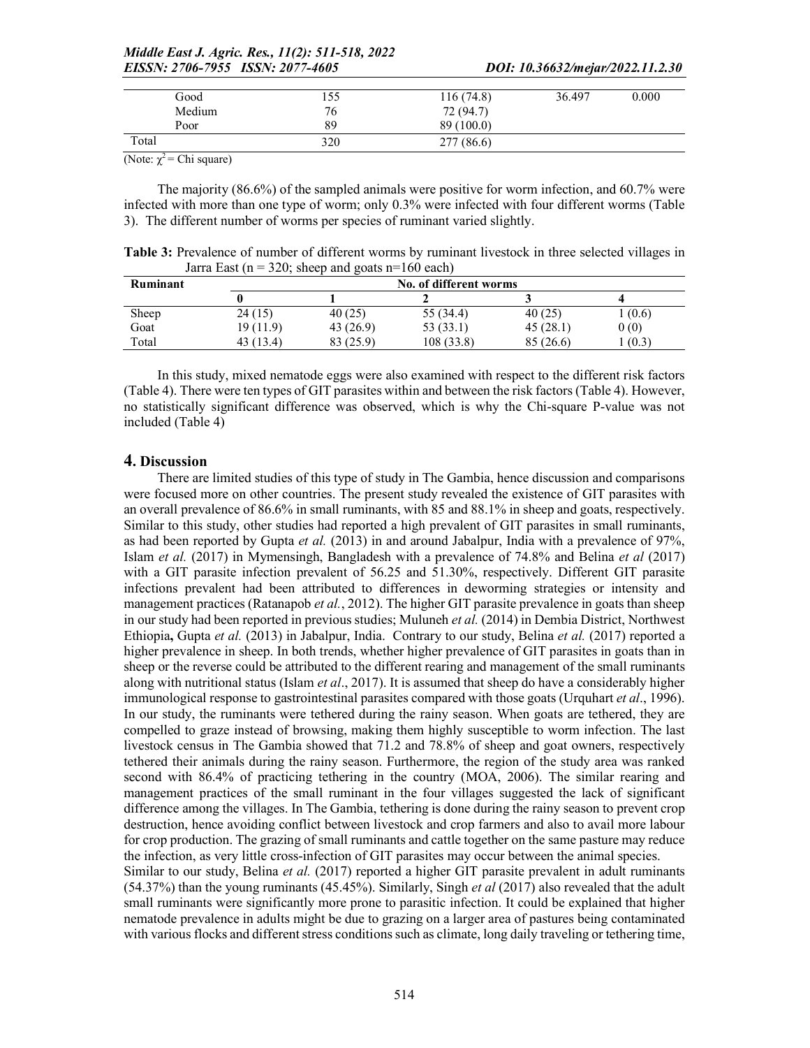| | | | | |
|---|---|---|---|---|
| Good | 155 | 116 (74.8) | 36.497 | 0.000 |
| Medium | 76 | 72 (94.7) | | |
| Poor | 89 | 89 (100.0) | | |
| Total | 320 | 277 (86.6) | | |

(Note: $\chi^2$ = Chi square)

The majority (86.6%) of the sampled animals were positive for worm infection, and 60.7% were infected with more than one type of worm; only 0.3% were infected with four different worms (Table 3). The different number of worms per species of ruminant varied slightly.

**Table 3:** Prevalence of number of different worms by ruminant livestock in three selected villages in Jarra East (n = 320; sheep and goats n=160 each)

| Ruminant | No. of different worms | | | | |
|---|---|---|---|---|---|
| | **0** | **1** | **2** | **3** | **4** |
| Sheep | 24 (15) | 40 (25) | 55 (34.4) | 40 (25) | 1 (0.6) |
| Goat | 19 (11.9) | 43 (26.9) | 53 (33.1) | 45 (28.1) | 0 (0) |
| Total | 43 (13.4) | 83 (25.9) | 108 (33.8) | 85 (26.6) | 1 (0.3) |

In this study, mixed nematode eggs were also examined with respect to the different risk factors (Table 4). There were ten types of GIT parasites within and between the risk factors (Table 4). However, no statistically significant difference was observed, which is why the Chi-square P-value was not included (Table 4)

## 4. Discussion

There are limited studies of this type of study in The Gambia, hence discussion and comparisons were focused more on other countries. The present study revealed the existence of GIT parasites with an overall prevalence of 86.6% in small ruminants, with 85 and 88.1% in sheep and goats, respectively. Similar to this study, other studies had reported a high prevalent of GIT parasites in small ruminants, as had been reported by Gupta *et al.* (2013) in and around Jabalpur, India with a prevalence of 97%, Islam *et al.* (2017) in Mymensingh, Bangladesh with a prevalence of 74.8% and Belina *et al* (2017) with a GIT parasite infection prevalent of 56.25 and 51.30%, respectively. Different GIT parasite infections prevalent had been attributed to differences in deworming strategies or intensity and management practices (Ratanapob *et al.*, 2012). The higher GIT parasite prevalence in goats than sheep in our study had been reported in previous studies; Muluneh *et al.* (2014) in Dembia District, Northwest Ethiopia**,** Gupta *et al.* (2013) in Jabalpur, India. Contrary to our study, Belina *et al.* (2017) reported a higher prevalence in sheep. In both trends, whether higher prevalence of GIT parasites in goats than in sheep or the reverse could be attributed to the different rearing and management of the small ruminants along with nutritional status (Islam *et al*., 2017). It is assumed that sheep do have a considerably higher immunological response to gastrointestinal parasites compared with those goats (Urquhart *et al*., 1996). In our study, the ruminants were tethered during the rainy season. When goats are tethered, they are compelled to graze instead of browsing, making them highly susceptible to worm infection. The last livestock census in The Gambia showed that 71.2 and 78.8% of sheep and goat owners, respectively tethered their animals during the rainy season. Furthermore, the region of the study area was ranked second with 86.4% of practicing tethering in the country (MOA, 2006). The similar rearing and management practices of the small ruminant in the four villages suggested the lack of significant difference among the villages. In The Gambia, tethering is done during the rainy season to prevent crop destruction, hence avoiding conflict between livestock and crop farmers and also to avail more labour for crop production. The grazing of small ruminants and cattle together on the same pasture may reduce the infection, as very little cross-infection of GIT parasites may occur between the animal species.

Similar to our study, Belina *et al.* (2017) reported a higher GIT parasite prevalent in adult ruminants (54.37%) than the young ruminants (45.45%). Similarly, Singh *et al* (2017) also revealed that the adult small ruminants were significantly more prone to parasitic infection. It could be explained that higher nematode prevalence in adults might be due to grazing on a larger area of pastures being contaminated with various flocks and different stress conditions such as climate, long daily traveling or tethering time,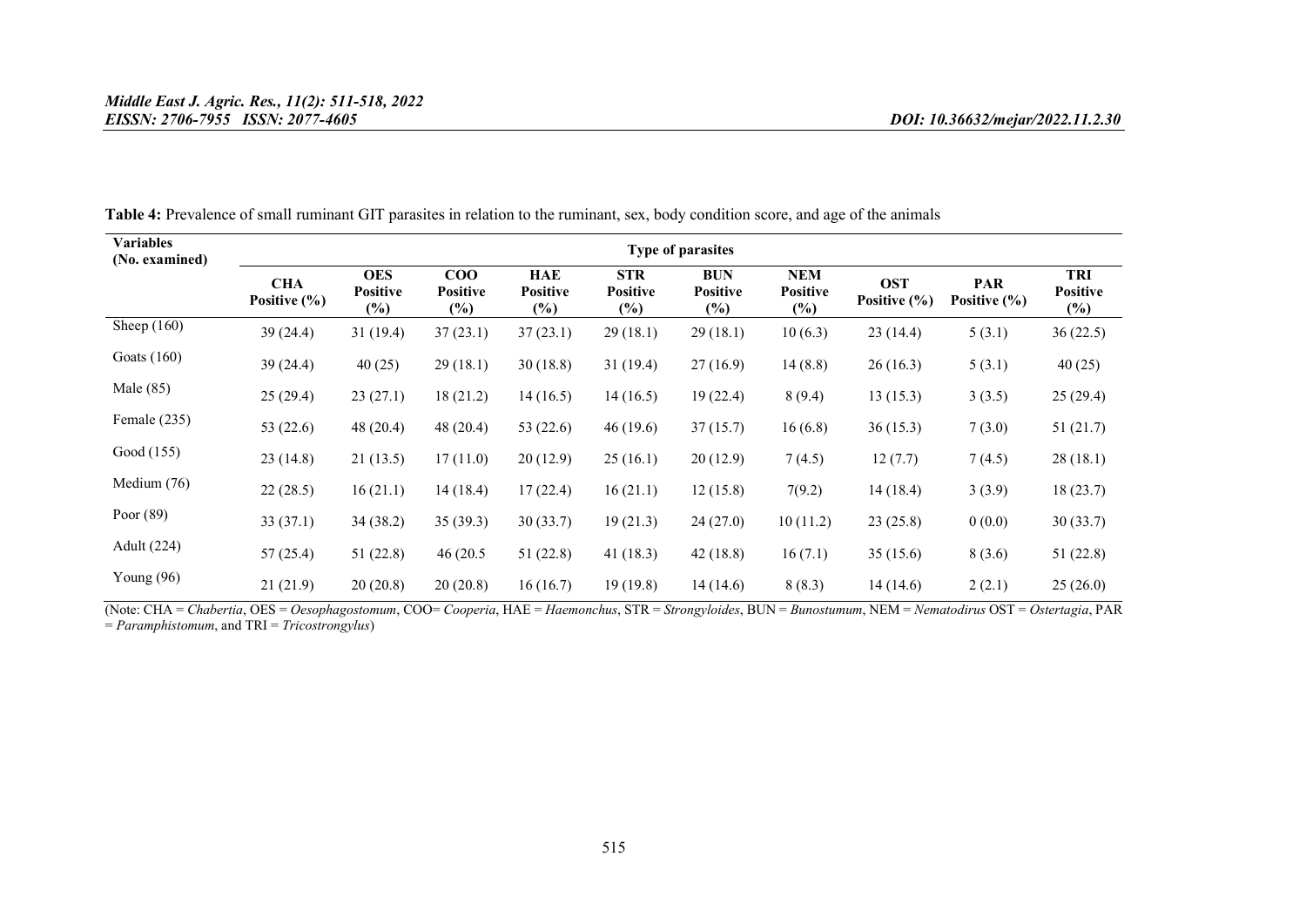**Table 4:** Prevalence of small ruminant GIT parasites in relation to the ruminant, sex, body condition score, and age of the animals

| Variables (No. examined) | Type of parasites | | | | | | | | | |
|---|---|---|---|---|---|---|---|---|---|---|
| | CHA Positive (%) | OES Positive (%) | COO Positive (%) | HAE Positive (%) | STR Positive (%) | BUN Positive (%) | NEM Positive (%) | OST Positive (%) | PAR Positive (%) | TRI Positive (%) |
| Sheep (160) | 39 (24.4) | 31 (19.4) | 37 (23.1) | 37 (23.1) | 29 (18.1) | 29 (18.1) | 10 (6.3) | 23 (14.4) | 5 (3.1) | 36 (22.5) |
| Goats (160) | 39 (24.4) | 40 (25) | 29 (18.1) | 30 (18.8) | 31 (19.4) | 27 (16.9) | 14 (8.8) | 26 (16.3) | 5 (3.1) | 40 (25) |
| Male (85) | 25 (29.4) | 23 (27.1) | 18 (21.2) | 14 (16.5) | 14 (16.5) | 19 (22.4) | 8 (9.4) | 13 (15.3) | 3 (3.5) | 25 (29.4) |
| Female (235) | 53 (22.6) | 48 (20.4) | 48 (20.4) | 53 (22.6) | 46 (19.6) | 37 (15.7) | 16 (6.8) | 36 (15.3) | 7 (3.0) | 51 (21.7) |
| Good (155) | 23 (14.8) | 21 (13.5) | 17 (11.0) | 20 (12.9) | 25 (16.1) | 20 (12.9) | 7 (4.5) | 12 (7.7) | 7 (4.5) | 28 (18.1) |
| Medium (76) | 22 (28.5) | 16 (21.1) | 14 (18.4) | 17 (22.4) | 16 (21.1) | 12 (15.8) | 7(9.2) | 14 (18.4) | 3 (3.9) | 18 (23.7) |
| Poor (89) | 33 (37.1) | 34 (38.2) | 35 (39.3) | 30 (33.7) | 19 (21.3) | 24 (27.0) | 10 (11.2) | 23 (25.8) | 0 (0.0) | 30 (33.7) |
| Adult (224) | 57 (25.4) | 51 (22.8) | 46 (20.5 | 51 (22.8) | 41 (18.3) | 42 (18.8) | 16 (7.1) | 35 (15.6) | 8 (3.6) | 51 (22.8) |
| Young (96) | 21 (21.9) | 20 (20.8) | 20 (20.8) | 16 (16.7) | 19 (19.8) | 14 (14.6) | 8 (8.3) | 14 (14.6) | 2 (2.1) | 25 (26.0) |

(Note: CHA = *Chabertia*, OES = *Oesophagostomum*, COO= *Cooperia*, HAE = *Haemonchus*, STR = *Strongyloides*, BUN = *Bunostumum*, NEM = *Nematodirus* OST = *Ostertagia*, PAR = *Paramphistomum*, and TRI = *Tricostrongylus*)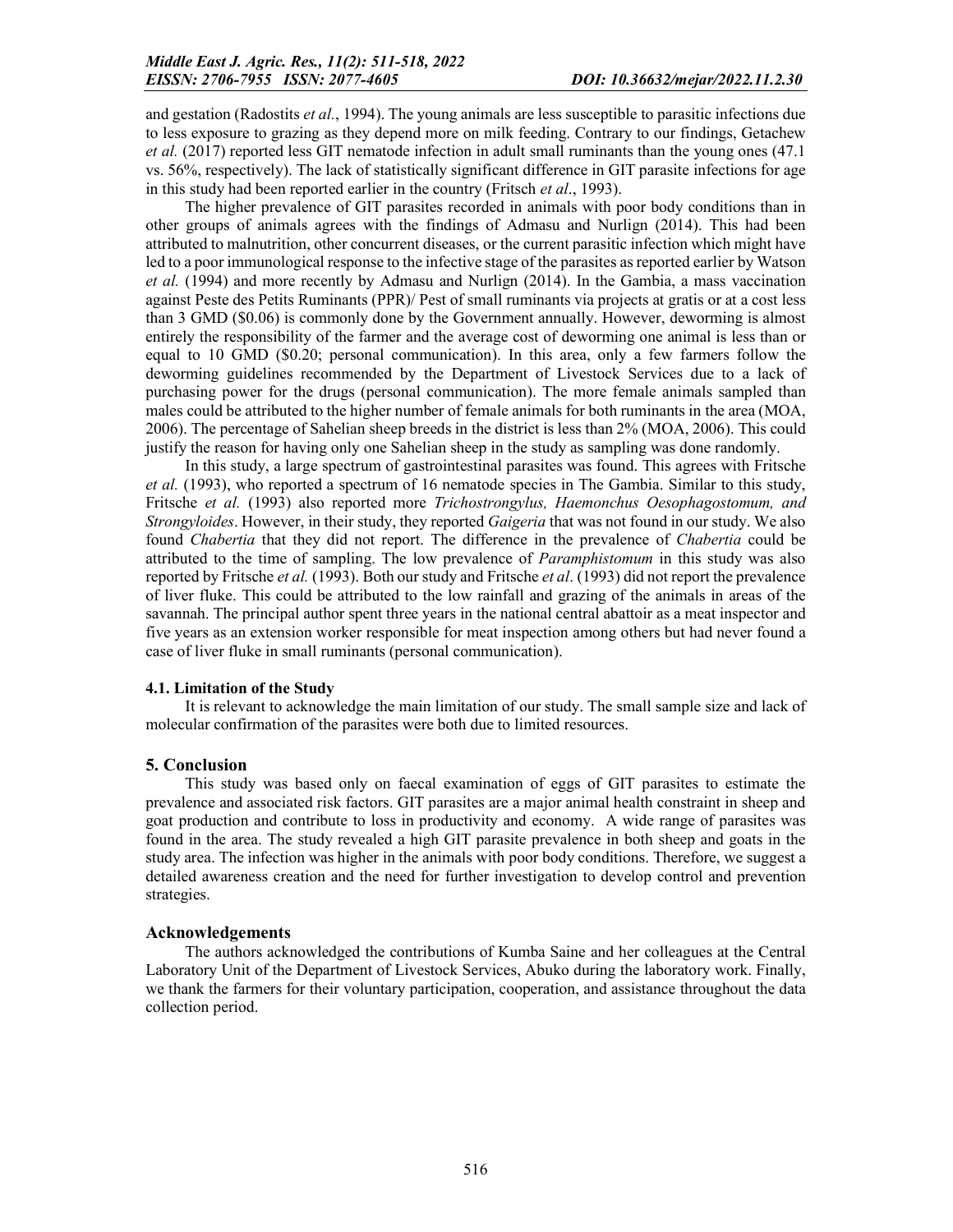and gestation (Radostits *et al.*, 1994). The young animals are less susceptible to parasitic infections due to less exposure to grazing as they depend more on milk feeding. Contrary to our findings, Getachew *et al.* (2017) reported less GIT nematode infection in adult small ruminants than the young ones (47.1 vs. 56%, respectively). The lack of statistically significant difference in GIT parasite infections for age in this study had been reported earlier in the country (Fritsch *et al*., 1993).

The higher prevalence of GIT parasites recorded in animals with poor body conditions than in other groups of animals agrees with the findings of Admasu and Nurlign (2014). This had been attributed to malnutrition, other concurrent diseases, or the current parasitic infection which might have led to a poor immunological response to the infective stage of the parasites as reported earlier by Watson *et al.* (1994) and more recently by Admasu and Nurlign (2014). In the Gambia, a mass vaccination against Peste des Petits Ruminants (PPR)/ Pest of small ruminants via projects at gratis or at a cost less than 3 GMD ($0.06) is commonly done by the Government annually. However, deworming is almost entirely the responsibility of the farmer and the average cost of deworming one animal is less than or equal to 10 GMD ($0.20; personal communication). In this area, only a few farmers follow the deworming guidelines recommended by the Department of Livestock Services due to a lack of purchasing power for the drugs (personal communication). The more female animals sampled than males could be attributed to the higher number of female animals for both ruminants in the area (MOA, 2006). The percentage of Sahelian sheep breeds in the district is less than 2% (MOA, 2006). This could justify the reason for having only one Sahelian sheep in the study as sampling was done randomly.

In this study, a large spectrum of gastrointestinal parasites was found. This agrees with Fritsche *et al.* (1993), who reported a spectrum of 16 nematode species in The Gambia. Similar to this study, Fritsche *et al.* (1993) also reported more *Trichostrongylus, Haemonchus Oesophagostomum, and Strongyloides*. However, in their study, they reported *Gaigeria* that was not found in our study. We also found *Chabertia* that they did not report. The difference in the prevalence of *Chabertia* could be attributed to the time of sampling. The low prevalence of *Paramphistomum* in this study was also reported by Fritsche *et al.* (1993). Both our study and Fritsche *et al*. (1993) did not report the prevalence of liver fluke. This could be attributed to the low rainfall and grazing of the animals in areas of the savannah. The principal author spent three years in the national central abattoir as a meat inspector and five years as an extension worker responsible for meat inspection among others but had never found a case of liver fluke in small ruminants (personal communication).

### 4.1. Limitation of the Study

It is relevant to acknowledge the main limitation of our study. The small sample size and lack of molecular confirmation of the parasites were both due to limited resources.

## 5. Conclusion

This study was based only on faecal examination of eggs of GIT parasites to estimate the prevalence and associated risk factors. GIT parasites are a major animal health constraint in sheep and goat production and contribute to loss in productivity and economy. A wide range of parasites was found in the area. The study revealed a high GIT parasite prevalence in both sheep and goats in the study area. The infection was higher in the animals with poor body conditions. Therefore, we suggest a detailed awareness creation and the need for further investigation to develop control and prevention strategies.

## Acknowledgements

The authors acknowledged the contributions of Kumba Saine and her colleagues at the Central Laboratory Unit of the Department of Livestock Services, Abuko during the laboratory work. Finally, we thank the farmers for their voluntary participation, cooperation, and assistance throughout the data collection period.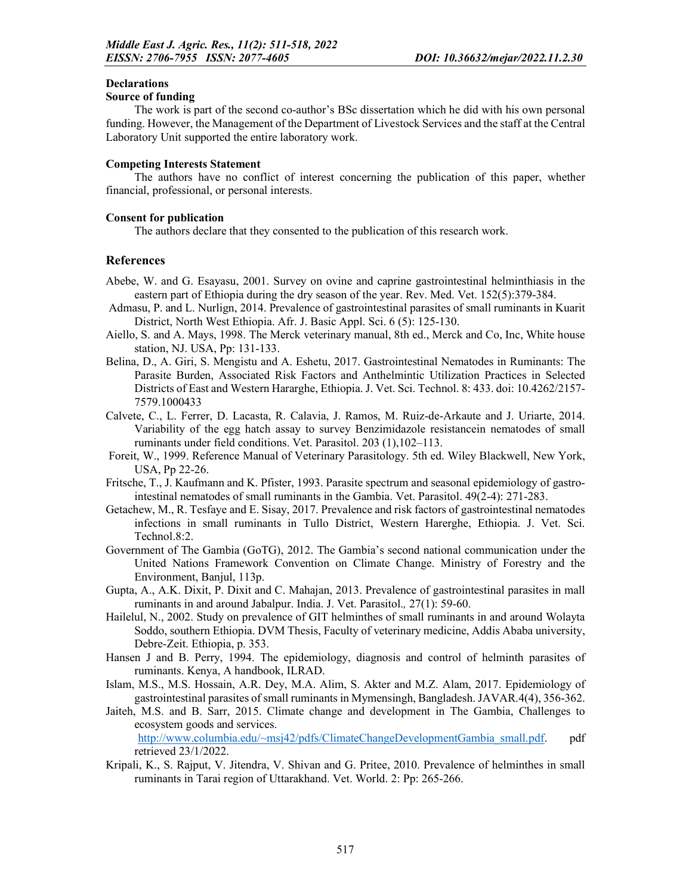## Declarations

### Source of funding

The work is part of the second co-author's BSc dissertation which he did with his own personal funding. However, the Management of the Department of Livestock Services and the staff at the Central Laboratory Unit supported the entire laboratory work.

### Competing Interests Statement

The authors have no conflict of interest concerning the publication of this paper, whether financial, professional, or personal interests.

### Consent for publication

The authors declare that they consented to the publication of this research work.

## References

Abebe, W. and G. Esayasu, 2001. Survey on ovine and caprine gastrointestinal helminthiasis in the eastern part of Ethiopia during the dry season of the year. Rev. Med. Vet. 152(5):379-384.

Admasu, P. and L. Nurlign, 2014. Prevalence of gastrointestinal parasites of small ruminants in Kuarit District, North West Ethiopia. Afr. J. Basic Appl. Sci. 6 (5): 125-130.

Aiello, S. and A. Mays, 1998. The Merck veterinary manual, 8th ed., Merck and Co, Inc, White house station, NJ. USA, Pp: 131-133.

Belina, D., A. Giri, S. Mengistu and A. Eshetu, 2017. Gastrointestinal Nematodes in Ruminants: The Parasite Burden, Associated Risk Factors and Anthelmintic Utilization Practices in Selected Districts of East and Western Hararghe, Ethiopia. J. Vet. Sci. Technol. 8: 433. doi: 10.4262/2157-7579.1000433

Calvete, C., L. Ferrer, D. Lacasta, R. Calavia, J. Ramos, M. Ruiz-de-Arkaute and J. Uriarte, 2014. Variability of the egg hatch assay to survey Benzimidazole resistancein nematodes of small ruminants under field conditions. Vet. Parasitol. 203 (1),102–113.

Foreit, W., 1999. Reference Manual of Veterinary Parasitology. 5th ed. Wiley Blackwell, New York, USA, Pp 22-26.

Fritsche, T., J. Kaufmann and K. Pfister, 1993. Parasite spectrum and seasonal epidemiology of gastro-intestinal nematodes of small ruminants in the Gambia. Vet. Parasitol. 49(2-4): 271-283.

Getachew, M., R. Tesfaye and E. Sisay, 2017. Prevalence and risk factors of gastrointestinal nematodes infections in small ruminants in Tullo District, Western Harerghe, Ethiopia. J. Vet. Sci. Technol.8:2.

Government of The Gambia (GoTG), 2012. The Gambia's second national communication under the United Nations Framework Convention on Climate Change. Ministry of Forestry and the Environment, Banjul, 113p.

Gupta, A., A.K. Dixit, P. Dixit and C. Mahajan, 2013. Prevalence of gastrointestinal parasites in mall ruminants in and around Jabalpur. India. J. Vet. Parasitol., 27(1): 59-60.

Hailelul, N., 2002. Study on prevalence of GIT helminthes of small ruminants in and around Wolayta Soddo, southern Ethiopia. DVM Thesis, Faculty of veterinary medicine, Addis Ababa university, Debre-Zeit. Ethiopia, p. 353.

Hansen J and B. Perry, 1994. The epidemiology, diagnosis and control of helminth parasites of ruminants. Kenya, A handbook, ILRAD.

Islam, M.S., M.S. Hossain, A.R. Dey, M.A. Alim, S. Akter and M.Z. Alam, 2017. Epidemiology of gastrointestinal parasites of small ruminants in Mymensingh, Bangladesh. JAVAR.4(4), 356-362.

Jaiteh, M.S. and B. Sarr, 2015. Climate change and development in The Gambia, Challenges to ecosystem goods and services. http://www.columbia.edu/~msj42/pdfs/ClimateChangeDevelopmentGambia_small.pdf. pdf retrieved 23/1/2022.

Kripali, K., S. Rajput, V. Jitendra, V. Shivan and G. Pritee, 2010. Prevalence of helminthes in small ruminants in Tarai region of Uttarakhand. Vet. World. 2: Pp: 265-266.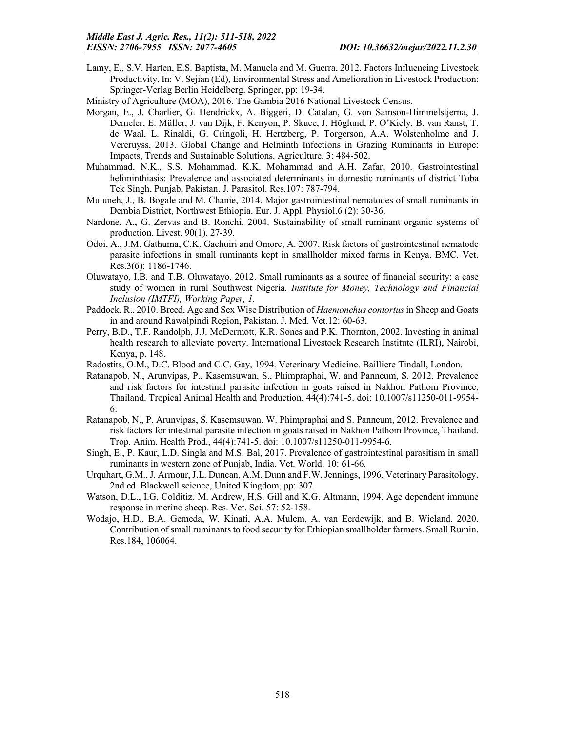Lamy, E., S.V. Harten, E.S. Baptista, M. Manuela and M. Guerra, 2012. Factors Influencing Livestock Productivity. In: V. Sejian (Ed), Environmental Stress and Amelioration in Livestock Production: Springer-Verlag Berlin Heidelberg. Springer, pp: 19-34.

Ministry of Agriculture (MOA), 2016. The Gambia 2016 National Livestock Census.

Morgan, E., J. Charlier, G. Hendrickx, A. Biggeri, D. Catalan, G. von Samson-Himmelstjerna, J. Demeler, E. Müller, J. van Dijk, F. Kenyon, P. Skuce, J. Höglund, P. O'Kiely, B. van Ranst, T. de Waal, L. Rinaldi, G. Cringoli, H. Hertzberg, P. Torgerson, A.A. Wolstenholme and J. Vercruyss, 2013. Global Change and Helminth Infections in Grazing Ruminants in Europe: Impacts, Trends and Sustainable Solutions. Agriculture. 3: 484-502.

Muhammad, N.K., S.S. Mohammad, K.K. Mohammad and A.H. Zafar, 2010. Gastrointestinal heliminthiasis: Prevalence and associated determinants in domestic ruminants of district Toba Tek Singh, Punjab, Pakistan. J. Parasitol. Res.107: 787-794.

Muluneh, J., B. Bogale and M. Chanie, 2014. Major gastrointestinal nematodes of small ruminants in Dembia District, Northwest Ethiopia. Eur. J. Appl. Physiol.6 (2): 30-36.

Nardone, A., G. Zervas and B. Ronchi, 2004. Sustainability of small ruminant organic systems of production. Livest. 90(1), 27-39.

Odoi, A., J.M. Gathuma, C.K. Gachuiri and Omore, A. 2007. Risk factors of gastrointestinal nematode parasite infections in small ruminants kept in smallholder mixed farms in Kenya. BMC. Vet. Res.3(6): 1186-1746.

Oluwatayo, I.B. and T.B. Oluwatayo, 2012. Small ruminants as a source of financial security: a case study of women in rural Southwest Nigeria. *Institute for Money, Technology and Financial Inclusion (IMTFI), Working Paper, 1.*

Paddock, R., 2010. Breed, Age and Sex Wise Distribution of *Haemonchus contortus* in Sheep and Goats in and around Rawalpindi Region, Pakistan. J. Med. Vet.12: 60-63.

Perry, B.D., T.F. Randolph, J.J. McDermott, K.R. Sones and P.K. Thornton, 2002. Investing in animal health research to alleviate poverty. International Livestock Research Institute (ILRI), Nairobi, Kenya, p. 148.

Radostits, O.M., D.C. Blood and C.C. Gay, 1994. Veterinary Medicine. Bailliere Tindall, London.

Ratanapob, N., Arunvipas, P., Kasemsuwan, S., Phimpraphai, W. and Panneum, S. 2012. Prevalence and risk factors for intestinal parasite infection in goats raised in Nakhon Pathom Province, Thailand. Tropical Animal Health and Production, 44(4):741-5. doi: 10.1007/s11250-011-9954-6.

Ratanapob, N., P. Arunvipas, S. Kasemsuwan, W. Phimpraphai and S. Panneum, 2012. Prevalence and risk factors for intestinal parasite infection in goats raised in Nakhon Pathom Province, Thailand. Trop. Anim. Health Prod., 44(4):741-5. doi: 10.1007/s11250-011-9954-6.

Singh, E., P. Kaur, L.D. Singla and M.S. Bal, 2017. Prevalence of gastrointestinal parasitism in small ruminants in western zone of Punjab, India. Vet. World. 10: 61-66.

Urquhart, G.M., J. Armour, J.L. Duncan, A.M. Dunn and F.W. Jennings, 1996. Veterinary Parasitology. 2nd ed. Blackwell science, United Kingdom, pp: 307.

Watson, D.L., I.G. Colditiz, M. Andrew, H.S. Gill and K.G. Altmann, 1994. Age dependent immune response in merino sheep. Res. Vet. Sci. 57: 52-158.

Wodajo, H.D., B.A. Gemeda, W. Kinati, A.A. Mulem, A. van Eerdewijk, and B. Wieland, 2020. Contribution of small ruminants to food security for Ethiopian smallholder farmers. Small Rumin. Res.184, 106064.